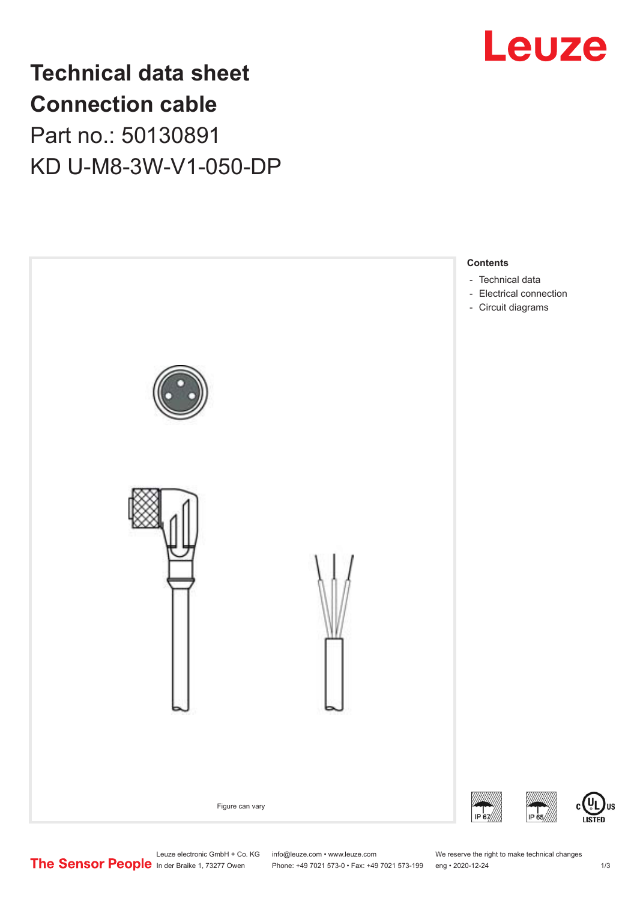# Technical data sheet
# Connection cable
## Part no.: 50130891
## KD U-M8-3W-V1-050-DP

Figure can vary

**Contents**

- Technical data
- Electrical connection
- Circuit diagrams

IP 67 IP 65

c UL US LISTED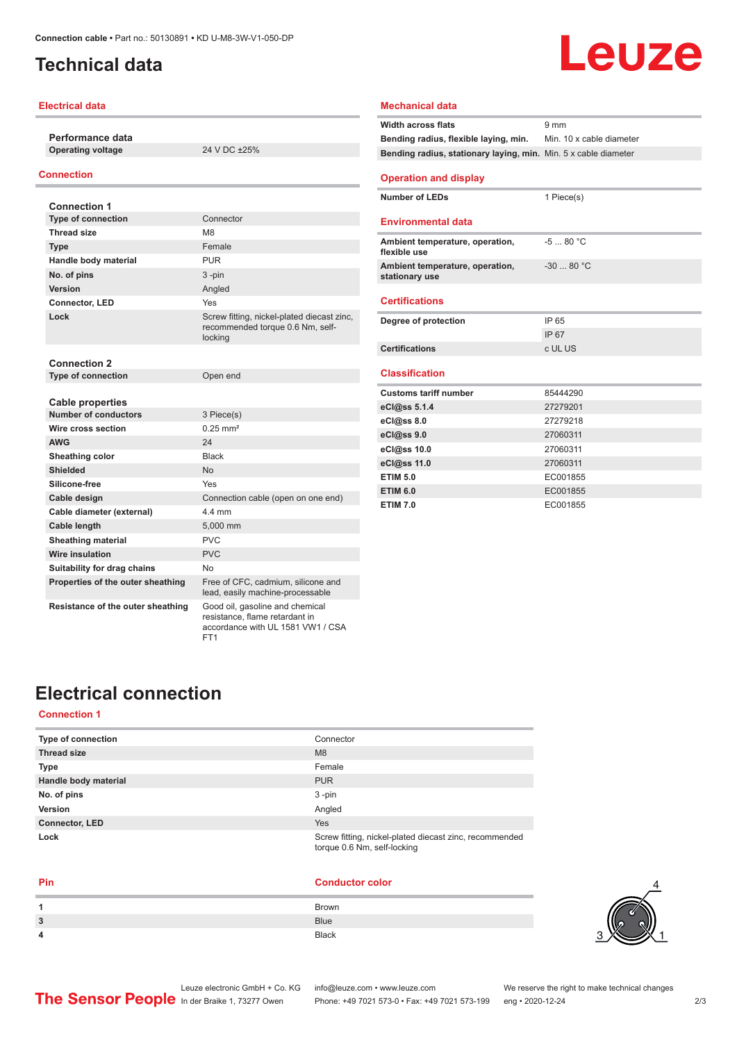# Technical data

## Electrical data

| Performance data | |
|---|---|
| **Operating voltage** | 24 V DC ±25% |

## Connection

| Connection 1 | |
|---|---|
| **Type of connection** | Connector |
| **Thread size** | M8 |
| **Type** | Female |
| **Handle body material** | PUR |
| **No. of pins** | 3 -pin |
| **Version** | Angled |
| **Connector, LED** | Yes |
| **Lock** | Screw fitting, nickel-plated diecast zinc, recommended torque 0.6 Nm, self-locking |

| Connection 2 | |
|---|---|
| **Type of connection** | Open end |

| Cable properties | |
|---|---|
| **Number of conductors** | 3 Piece(s) |
| **Wire cross section** | 0.25 mm² |
| **AWG** | 24 |
| **Sheathing color** | Black |
| **Shielded** | No |
| **Silicone-free** | Yes |
| **Cable design** | Connection cable (open on one end) |
| **Cable diameter (external)** | 4.4 mm |
| **Cable length** | 5,000 mm |
| **Sheathing material** | PVC |
| **Wire insulation** | PVC |
| **Suitability for drag chains** | No |
| **Properties of the outer sheathing** | Free of CFC, cadmium, silicone and lead, easily machine-processable |
| **Resistance of the outer sheathing** | Good oil, gasoline and chemical resistance, flame retardant in accordance with UL 1581 VW1 / CSA FT1 |

## Mechanical data

| | |
|---|---|
| **Width across flats** | 9 mm |
| **Bending radius, flexible laying, min.** | Min. 10 x cable diameter |
| **Bending radius, stationary laying, min.** | Min. 5 x cable diameter |

## Operation and display

| | |
|---|---|
| **Number of LEDs** | 1 Piece(s) |

## Environmental data

| | |
|---|---|
| **Ambient temperature, operation, flexible use** | -5 ... 80 °C |
| **Ambient temperature, operation, stationary use** | -30 ... 80 °C |

## Certifications

| | |
|---|---|
| **Degree of protection** | IP 65 |
| | IP 67 |
| **Certifications** | c UL US |

## Classification

| | |
|---|---|
| **Customs tariff number** | 85444290 |
| **eCl@ss 5.1.4** | 27279201 |
| **eCl@ss 8.0** | 27279218 |
| **eCl@ss 9.0** | 27060311 |
| **eCl@ss 10.0** | 27060311 |
| **eCl@ss 11.0** | 27060311 |
| **ETIM 5.0** | EC001855 |
| **ETIM 6.0** | EC001855 |
| **ETIM 7.0** | EC001855 |

# Electrical connection

## Connection 1

| | |
|---|---|
| **Type of connection** | Connector |
| **Thread size** | M8 |
| **Type** | Female |
| **Handle body material** | PUR |
| **No. of pins** | 3 -pin |
| **Version** | Angled |
| **Connector, LED** | Yes |
| **Lock** | Screw fitting, nickel-plated diecast zinc, recommended torque 0.6 Nm, self-locking |

| Pin | Conductor color |
|---|---|
| 1 | Brown |
| 3 | Blue |
| 4 | Black |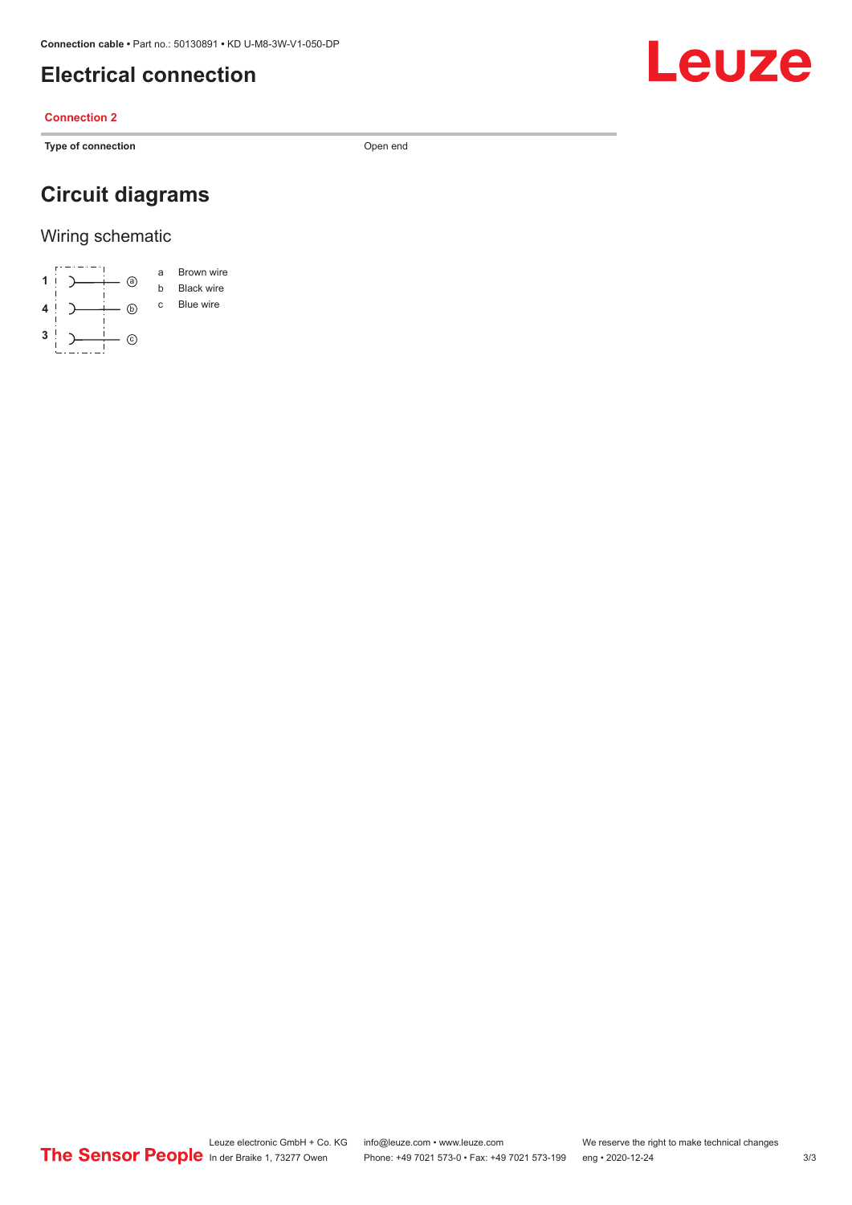## Electrical connection

**Connection 2**

| | |
|---|---|
| **Type of connection** | Open end |

## Circuit diagrams

### Wiring schematic

1
4
3
ⓐ
ⓑ
ⓒ

a Brown wire
b Black wire
c Blue wire